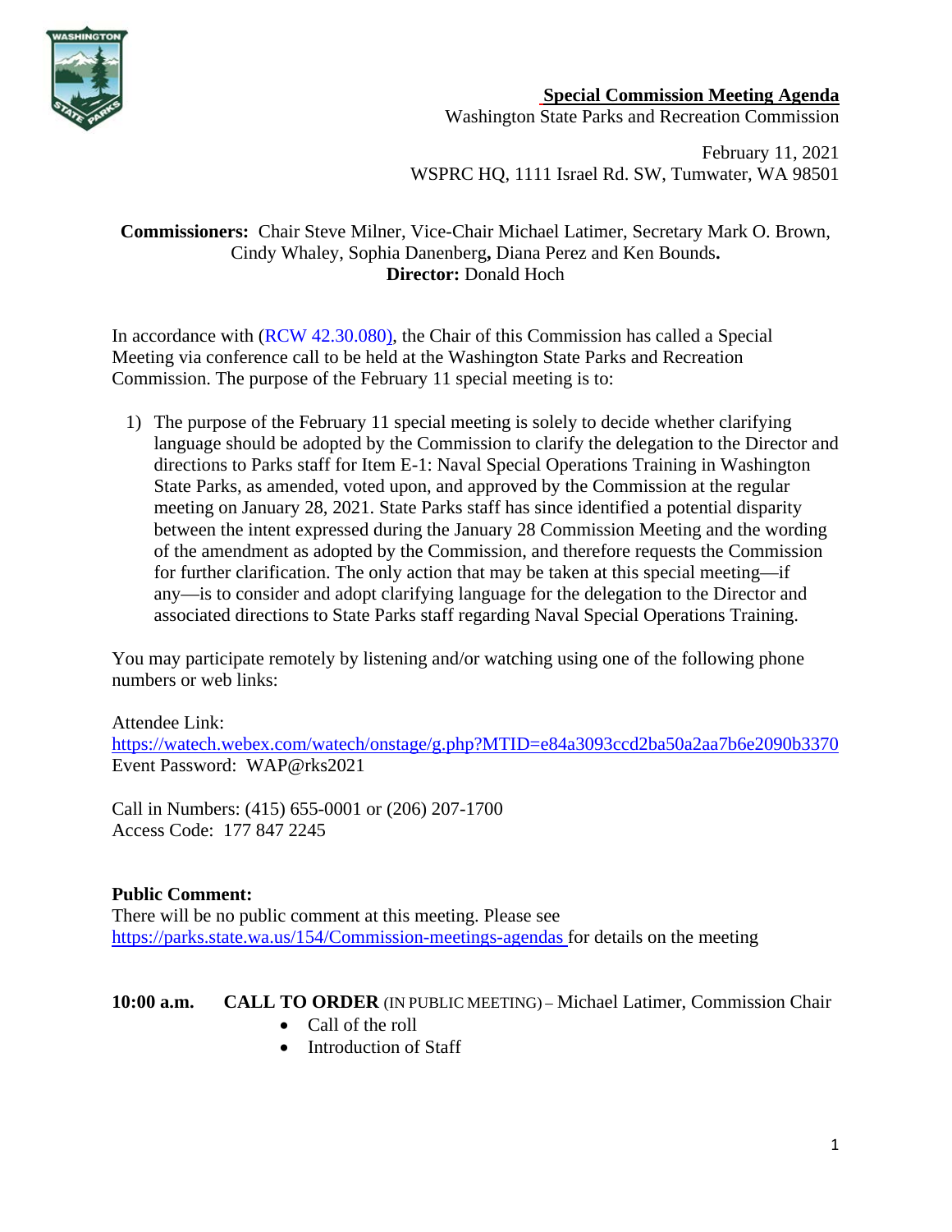**Special Commission Meeting Agenda**

Washington State Parks and Recreation Commission

February 11, 2021

WSPRC HQ, 1111 Israel Rd. SW, Tumwater, WA 98501

**Commissioners:** Chair Steve Milner, Vice-Chair Michael Latimer, Secretary Mark O. Brown, Cindy Whaley, Sophia Danenberg**,** Diana Perez and Ken Bounds**.**

**Director:** Donald Hoch

In accordance with (RCW 42.30.080), the Chair of this Commission has called a Special Meeting via conference call to be held at the Washington State Parks and Recreation Commission. The purpose of the February 11 special meeting is to:

1) The purpose of the February 11 special meeting is solely to decide whether clarifying language should be adopted by the Commission to clarify the delegation to the Director and directions to Parks staff for Item E-1: Naval Special Operations Training in Washington State Parks, as amended, voted upon, and approved by the Commission at the regular meeting on January 28, 2021. State Parks staff has since identified a potential disparity between the intent expressed during the January 28 Commission Meeting and the wording of the amendment as adopted by the Commission, and therefore requests the Commission for further clarification. The only action that may be taken at this special meeting—if any—is to consider and adopt clarifying language for the delegation to the Director and associated directions to State Parks staff regarding Naval Special Operations Training.

You may participate remotely by listening and/or watching using one of the following phone numbers or web links:

Attendee Link:
https://watech.webex.com/watech/onstage/g.php?MTID=e84a3093ccd2ba50a2aa7b6e2090b3370
Event Password: WAP@rks2021

Call in Numbers: (415) 655-0001 or (206) 207-1700
Access Code: 177 847 2245

**Public Comment:**
There will be no public comment at this meeting. Please see https://parks.state.wa.us/154/Commission-meetings-agendas for details on the meeting

**10:00 a.m.** **CALL TO ORDER** (IN PUBLIC MEETING) – Michael Latimer, Commission Chair

- Call of the roll
- Introduction of Staff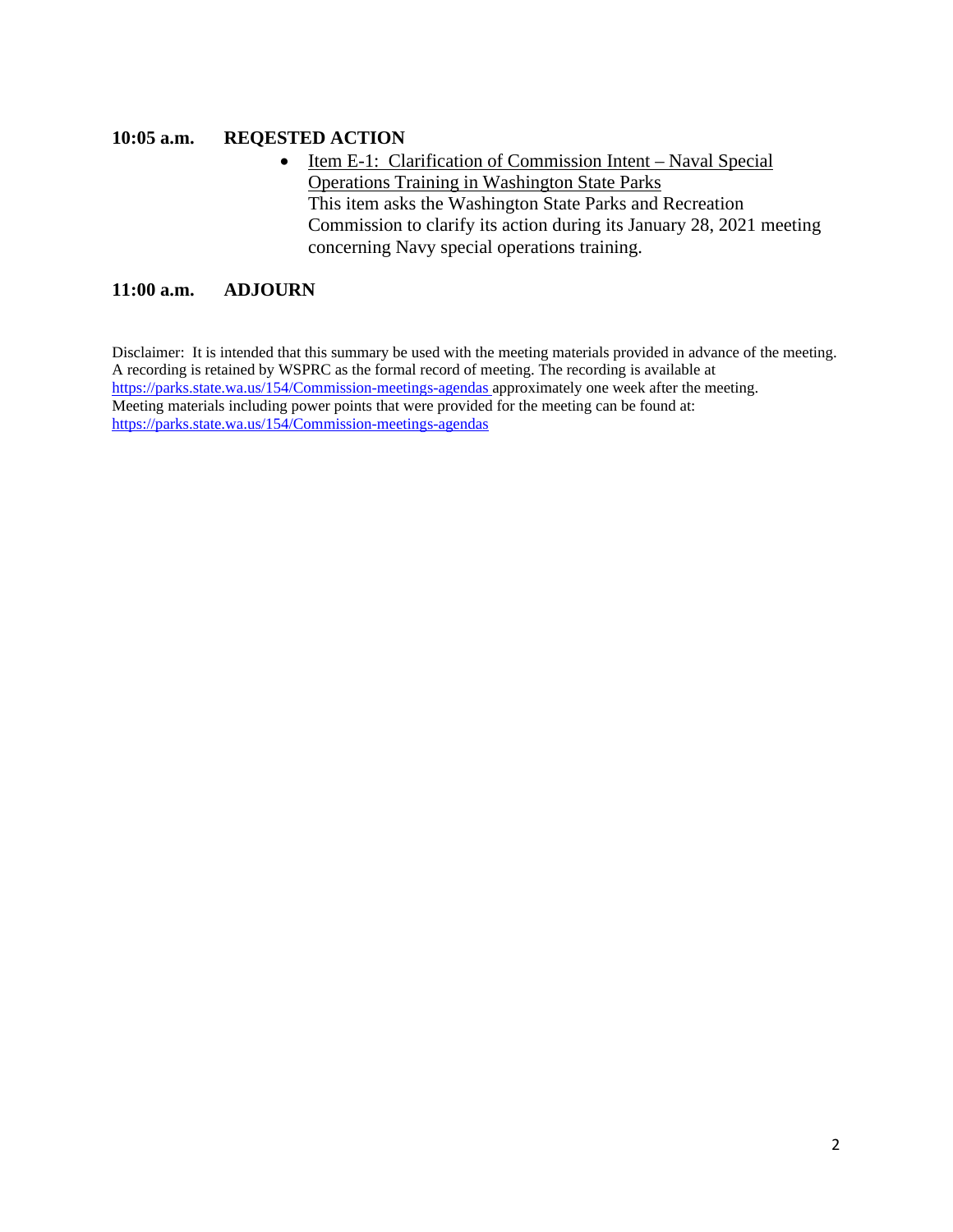**10:05 a.m. REQESTED ACTION**

- Item E-1: Clarification of Commission Intent – Naval Special Operations Training in Washington State Parks
  This item asks the Washington State Parks and Recreation Commission to clarify its action during its January 28, 2021 meeting concerning Navy special operations training.

**11:00 a.m. ADJOURN**

Disclaimer: It is intended that this summary be used with the meeting materials provided in advance of the meeting. A recording is retained by WSPRC as the formal record of meeting. The recording is available at https://parks.state.wa.us/154/Commission-meetings-agendas approximately one week after the meeting. Meeting materials including power points that were provided for the meeting can be found at: https://parks.state.wa.us/154/Commission-meetings-agendas